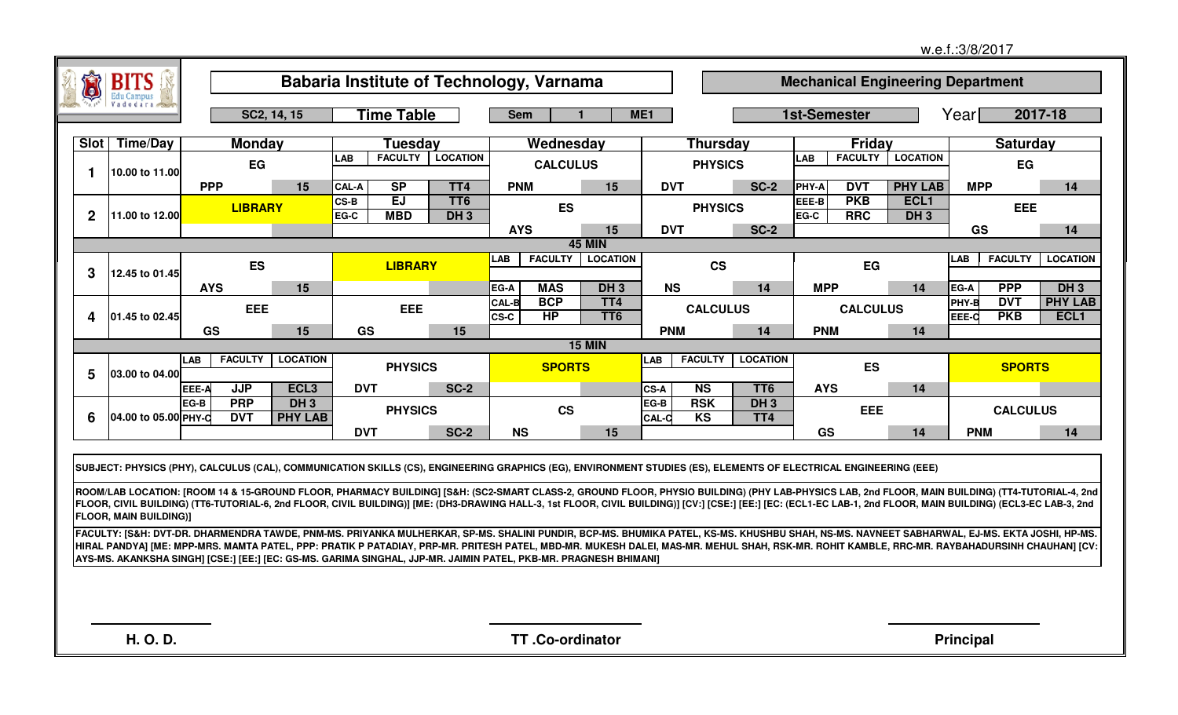w.e.f.:3/8/2017

# Babaria Institute of Technology, Varnama

## Mechanical Engineering Department

SC2, 14, 15 | **Time Table** | Sem 1 ME1 | 1st-Semester | Year 2017-18

| Slot | Time/Day | Monday | Tuesday | Wednesday | Thursday | Friday | Saturday |
|---|---|---|---|---|---|---|---|
| 1 | 10.00 to 11.00 | EG / PPP / 15 | LAB / FACULTY / LOCATION: CAL-A SP TT4 | CALCULUS / PNM / 15 | PHYSICS / DVT / SC-2 | LAB / FACULTY / LOCATION: PHY-A DVT PHY LAB | EG / MPP / 14 |
| 2 | 11.00 to 12.00 | LIBRARY | CS-B EJ TT6; EG-C MBD DH 3 | ES / AYS / 15 | PHYSICS / DVT / SC-2 | EEE-B PKB ECL1; EG-C RRC DH 3 | EEE / GS / 14 |
| | | 45 MIN | | | | | |
| 3 | 12.45 to 01.45 | ES / AYS / 15 | LIBRARY | LAB / FACULTY / LOCATION: EG-A MAS DH 3 | CS / NS / 14 | EG / MPP / 14 | LAB / FACULTY / LOCATION: EG-A PPP DH 3 |
| 4 | 01.45 to 02.45 | EEE / GS / 15 | EEE / GS / 15 | CAL-B BCP TT4; CS-C HP TT6 | CALCULUS / PNM / 14 | CALCULUS / PNM / 14 | PHY-B DVT PHY LAB; EEE-C PKB ECL1 |
| | | 15 MIN | | | | | |
| 5 | 03.00 to 04.00 | LAB / FACULTY / LOCATION: EEE-A JJP ECL3 | PHYSICS / DVT / SC-2 | SPORTS | LAB / FACULTY / LOCATION: CS-A NS TT6 | ES / AYS / 14 | SPORTS |
| 6 | 04.00 to 05.00 | EG-B PRP DH 3; PHY-C DVT PHY LAB | PHYSICS / DVT / SC-2 | CS / NS / 15 | EG-B RSK DH 3; CAL-C KS TT4 | EEE / GS / 14 | CALCULUS / PNM / 14 |

**SUBJECT: PHYSICS (PHY), CALCULUS (CAL), COMMUNICATION SKILLS (CS), ENGINEERING GRAPHICS (EG), ENVIRONMENT STUDIES (ES), ELEMENTS OF ELECTRICAL ENGINEERING (EEE)**

**ROOM/LAB LOCATION: [ROOM 14 & 15-GROUND FLOOR, PHARMACY BUILDING] [S&H: (SC2-SMART CLASS-2, GROUND FLOOR, PHYSIO BUILDING) (PHY LAB-PHYSICS LAB, 2nd FLOOR, MAIN BUILDING) (TT4-TUTORIAL-4, 2nd FLOOR, CIVIL BUILDING) (TT6-TUTORIAL-6, 2nd FLOOR, CIVIL BUILDING)] [ME: (DH3-DRAWING HALL-3, 1st FLOOR, CIVIL BUILDING)] [CV:] [CSE:] [EE:] [EC: (ECL1-EC LAB-1, 2nd FLOOR, MAIN BUILDING) (ECL3-EC LAB-3, 2nd FLOOR, MAIN BUILDING)]**

**FACULTY: [S&H: DVT-DR. DHARMENDRA TAWDE, PNM-MS. PRIYANKA MULHERKAR, SP-MS. SHALINI PUNDIR, BCP-MS. BHUMIKA PATEL, KS-MS. KHUSHBU SHAH, NS-MS. NAVNEET SABHARWAL, EJ-MS. EKTA JOSHI, HP-MS. HIRAL PANDYA] [ME: MPP-MRS. MAMTA PATEL, PPP: PRATIK P PATADIAY, PRP-MR. PRITESH PATEL, MBD-MR. MUKESH DALEI, MAS-MR. MEHUL SHAH, RSK-MR. ROHIT KAMBLE, RRC-MR. RAYBAHADURSINH CHAUHAN] [CV: AYS-MS. AKANKSHA SINGH] [CSE:] [EE:] [EC: GS-MS. GARIMA SINGHAL, JJP-MR. JAIMIN PATEL, PKB-MR. PRAGNESH BHIMANI]**

H. O. D. | TT .Co-ordinator | Principal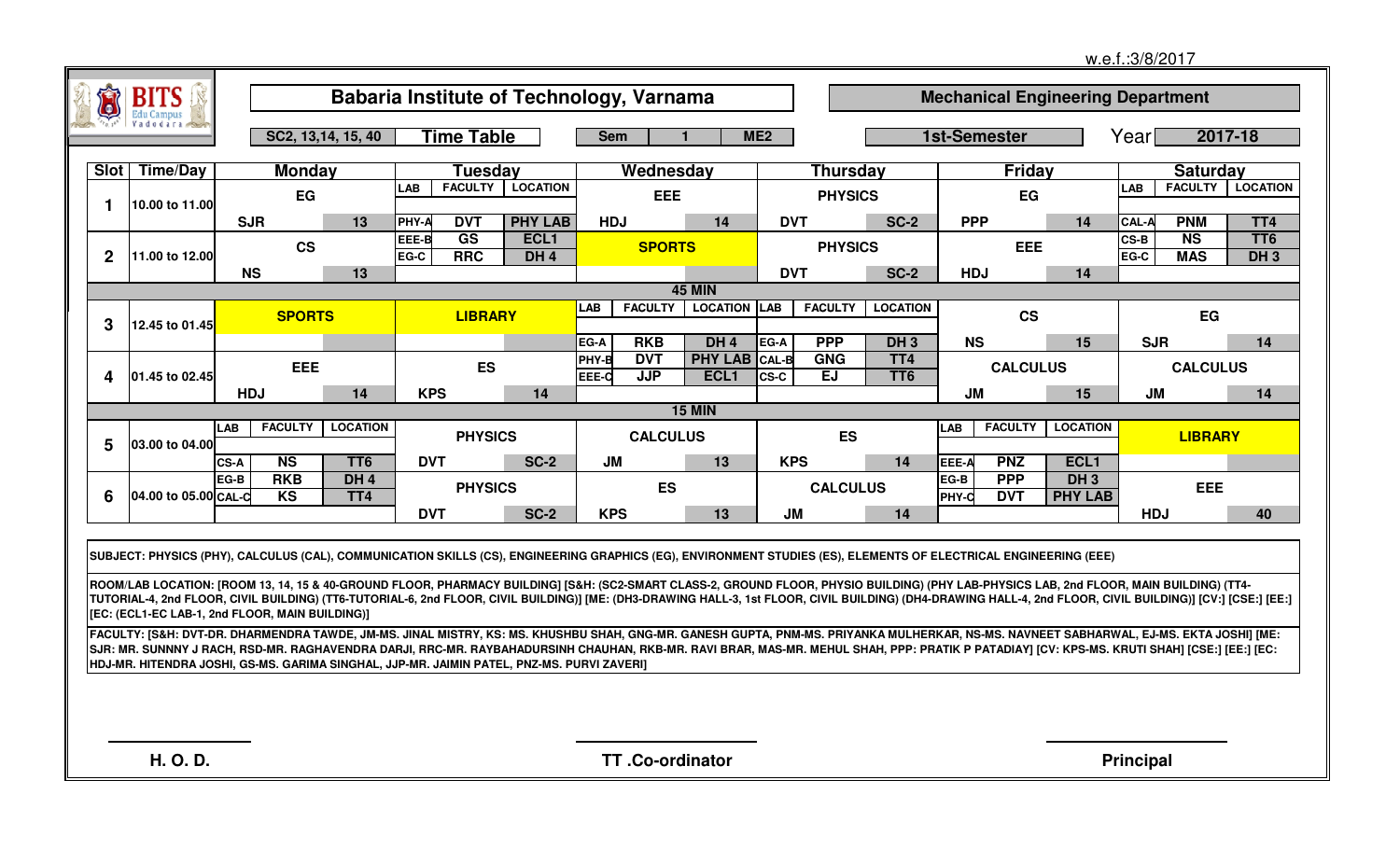w.e.f.:3/8/2017

# Babaria Institute of Technology, Varnama

## Mechanical Engineering Department

SC2, 13,14, 15, 40 | **Time Table** | Sem 1 ME2 | 1st-Semester | Year 2017-18

| Slot | Time/Day | Monday | Tuesday | Wednesday | Thursday | Friday | Saturday |
|---|---|---|---|---|---|---|---|
| 1 | 10.00 to 11.00 | EG<br>SJR 13 | LAB / FACULTY / LOCATION<br>PHY-A DVT PHY LAB | EEE<br>HDJ 14 | PHYSICS<br>DVT SC-2 | EG<br>PPP 14 | LAB / FACULTY / LOCATION<br>CAL-A PNM TT4 |
| 2 | 11.00 to 12.00 | CS<br>NS 13 | EEE-B GS ECL1<br>EG-C RRC DH 4 | SPORTS | PHYSICS<br>DVT SC-2 | EEE<br>HDJ 14 | CS-B NS TT6<br>EG-C MAS DH 3 |
| | | 45 MIN | | | | | |
| 3 | 12.45 to 01.45 | SPORTS | LIBRARY | LAB / FACULTY / LOCATION<br>EG-A RKB DH 4 | LAB / FACULTY / LOCATION<br>EG-A PPP DH 3 | CS<br>NS 15 | EG<br>SJR 14 |
| 4 | 01.45 to 02.45 | EEE<br>HDJ 14 | ES<br>KPS 14 | PHY-B DVT PHY LAB<br>EEE-C JJP ECL1 | CAL-B GNG TT4<br>CS-C EJ TT6 | CALCULUS<br>JM 15 | CALCULUS<br>JM 14 |
| | | 15 MIN | | | | | |
| 5 | 03.00 to 04.00 | LAB / FACULTY / LOCATION<br>CS-A NS TT6 | PHYSICS<br>DVT SC-2 | CALCULUS<br>JM 13 | ES<br>KPS 14 | LAB / FACULTY / LOCATION<br>EEE-A PNZ ECL1 | LIBRARY |
| 6 | 04.00 to 05.00 | EG-B RKB DH 4<br>CAL-C KS TT4 | PHYSICS<br>DVT SC-2 | ES<br>KPS 13 | CALCULUS<br>JM 14 | EG-B PPP DH 3<br>PHY-C DVT PHY LAB | EEE<br>HDJ 40 |

SUBJECT: PHYSICS (PHY), CALCULUS (CAL), COMMUNICATION SKILLS (CS), ENGINEERING GRAPHICS (EG), ENVIRONMENT STUDIES (ES), ELEMENTS OF ELECTRICAL ENGINEERING (EEE)

ROOM/LAB LOCATION: [ROOM 13, 14, 15 & 40-GROUND FLOOR, PHARMACY BUILDING] [S&H: (SC2-SMART CLASS-2, GROUND FLOOR, PHYSIO BUILDING) (PHY LAB-PHYSICS LAB, 2nd FLOOR, MAIN BUILDING) (TT4-TUTORIAL-4, 2nd FLOOR, CIVIL BUILDING) (TT6-TUTORIAL-6, 2nd FLOOR, CIVIL BUILDING)] [ME: (DH3-DRAWING HALL-3, 1st FLOOR, CIVIL BUILDING) (DH4-DRAWING HALL-4, 2nd FLOOR, CIVIL BUILDING)] [CV:] [CSE:] [EE:] [EC: (ECL1-EC LAB-1, 2nd FLOOR, MAIN BUILDING)]

FACULTY: [S&H: DVT-DR. DHARMENDRA TAWDE, JM-MS. JINAL MISTRY, KS: MS. KHUSHBU SHAH, GNG-MR. GANESH GUPTA, PNM-MS. PRIYANKA MULHERKAR, NS-MS. NAVNEET SABHARWAL, EJ-MS. EKTA JOSHI] [ME: SJR: MR. SUNNNY J RACH, RSD-MR. RAGHAVENDRA DARJI, RRC-MR. RAYBAHADURSINH CHAUHAN, RKB-MR. RAVI BRAR, MAS-MR. MEHUL SHAH, PPP: PRATIK P PATADIAY] [CV: KPS-MS. KRUTI SHAH] [CSE:] [EE:] [EC: HDJ-MR. HITENDRA JOSHI, GS-MS. GARIMA SINGHAL, JJP-MR. JAIMIN PATEL, PNZ-MS. PURVI ZAVERI]

H. O. D. | TT .Co-ordinator | Principal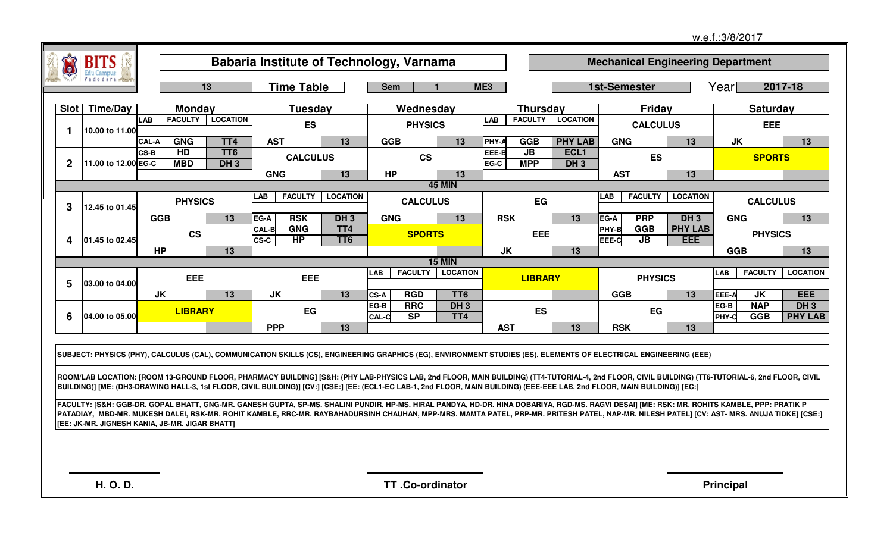w.e.f.:3/8/2017

# Babaria Institute of Technology, Varnama

## Mechanical Engineering Department

**13** | **Time Table** | **Sem 1 ME3** | **1st-Semester** | **Year 2017-18**

| Slot | Time/Day | Monday | Tuesday | Wednesday | Thursday | Friday | Saturday |
|---|---|---|---|---|---|---|---|
| 1 | 10.00 to 11.00 | LAB: CAL-A, GNG, TT4 | ES (AST, 13) | PHYSICS (GGB, 13) | LAB: PHY-A, GGB, PHY LAB | CALCULUS (GNG, 13) | EEE (JK, 13) |
| 2 | 11.00 to 12.00 | LAB: CS-B, HD, TT6; EG-C, MBD, DH 3 | CALCULUS (GNG, 13) | CS (HP, 13) | LAB: EEE-B, JB, ECL1; EG-C, MPP, DH 3 | ES (AST, 13) | SPORTS |
| | | | | | 45 MIN | | |
| 3 | 12.45 to 01.45 | PHYSICS (GGB, 13) | LAB: EG-A, RSK, DH 3 | CALCULUS (GNG, 13) | EG (RSK, 13) | LAB: EG-A, PRP, DH 3 | CALCULUS (GNG, 13) |
| 4 | 01.45 to 02.45 | CS (HP, 13) | LAB: CAL-B, GNG, TT4; CS-C, HP, TT6 | SPORTS | EEE (JK, 13) | LAB: PHY-B, GGB, PHY LAB; EEE-C, JB, EEE | PHYSICS (GGB, 13) |
| | | | | | 15 MIN | | |
| 5 | 03.00 to 04.00 | EEE (JK, 13) | EEE (JK, 13) | LAB: CS-A, RGD, TT6 | LIBRARY | PHYSICS (GGB, 13) | LAB: EEE-A, JK, EEE |
| 6 | 04.00 to 05.00 | LIBRARY | EG (PPP, 13) | LAB: EG-B, RRC, DH 3; CAL-C, SP, TT4 | ES (AST, 13) | EG (RSK, 13) | LAB: EG-B, NAP, DH 3; PHY-C, GGB, PHY LAB |

SUBJECT: PHYSICS (PHY), CALCULUS (CAL), COMMUNICATION SKILLS (CS), ENGINEERING GRAPHICS (EG), ENVIRONMENT STUDIES (ES), ELEMENTS OF ELECTRICAL ENGINEERING (EEE)

ROOM/LAB LOCATION: [ROOM 13-GROUND FLOOR, PHARMACY BUILDING] [S&H: (PHY LAB-PHYSICS LAB, 2nd FLOOR, MAIN BUILDING) (TT4-TUTORIAL-4, 2nd FLOOR, CIVIL BUILDING) (TT6-TUTORIAL-6, 2nd FLOOR, CIVIL BUILDING)] [ME: (DH3-DRAWING HALL-3, 1st FLOOR, CIVIL BUILDING)] [CV:] [CSE:] [EE: (ECL1-EC LAB-1, 2nd FLOOR, MAIN BUILDING) (EEE-EEE LAB, 2nd FLOOR, MAIN BUILDING)] [EC:]

FACULTY: [S&H: GGB-DR. GOPAL BHATT, GNG-MR. GANESH GUPTA, SP-MS. SHALINI PUNDIR, HP-MS. HIRAL PANDYA, HD-DR. HINA DOBARIYA, RGD-MS. RAGVI DESAI] [ME: RSK: MR. ROHITS KAMBLE, PPP: PRATIK P PATADIAY, MBD-MR. MUKESH DALEI, RSK-MR. ROHIT KAMBLE, RRC-MR. RAYBAHADURSINH CHAUHAN, MPP-MRS. MAMTA PATEL, PRP-MR. PRITESH PATEL, NAP-MR. NILESH PATEL] [CV: AST- MRS. ANUJA TIDKE] [CSE:] [EE: JK-MR. JIGNESH KANIA, JB-MR. JIGAR BHATT]

H. O. D. | TT .Co-ordinator | Principal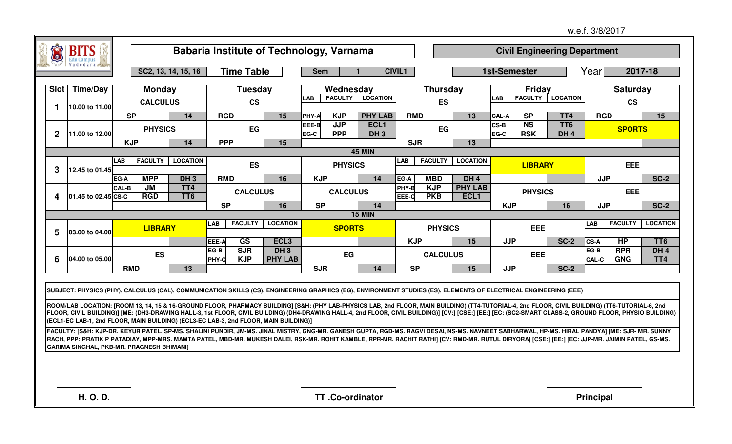w.e.f.:3/8/2017

# Babaria Institute of Technology, Varnama

## Civil Engineering Department

SC2, 13, 14, 15, 16 | **Time Table** | Sem 1 CIVIL1 | 1st-Semester | Year 2017-18

| Slot | Time/Day | Monday | Tuesday | Wednesday | Thursday | Friday | Saturday |
|---|---|---|---|---|---|---|---|
| 1 | 10.00 to 11.00 | CALCULUS (SP, 14) | CS (RGD, 15) | LAB / FACULTY / LOCATION: PHY-A KJP PHY LAB | ES (RMD, 13) | LAB / FACULTY / LOCATION: CAL-A SP TT4 | CS (RGD, 15) |
| 2 | 11.00 to 12.00 | PHYSICS (KJP, 14) | EG (PPP, 15) | EEE-B JJP ECL1; EG-C PPP DH 3 | EG (SJR, 13) | CS-B NS TT6; EG-C RSK DH 4 | SPORTS |
| | | | | 45 MIN | | | |
| 3 | 12.45 to 01.45 | LAB / FACULTY / LOCATION: EG-A MPP DH 3 | ES (RMD, 16) | PHYSICS (KJP, 14) | LAB / FACULTY / LOCATION: EG-A MBD DH 4 | LIBRARY | EEE (JJP, SC-2) |
| 4 | 01.45 to 02.45 | CAL-B JM TT4; CS-C RGD TT6 | CALCULUS (SP, 16) | CALCULUS (SP, 14) | PHY-B KJP PHY LAB; EEE-C PKB ECL1 | PHYSICS (KJP, 16) | EEE (JJP, SC-2) |
| | | | | 15 MIN | | | |
| 5 | 03.00 to 04.00 | LIBRARY | LAB / FACULTY / LOCATION: EEE-A GS ECL3 | SPORTS | PHYSICS (KJP, 15) | EEE (JJP, SC-2) | LAB / FACULTY / LOCATION: CS-A HP TT6 |
| 6 | 04.00 to 05.00 | ES (RMD, 13) | EG-B SJR DH 3; PHY-C KJP PHY LAB | EG (SJR, 14) | CALCULUS (SP, 15) | EEE (JJP, SC-2) | EG-B RPR DH 4; CAL-C GNG TT4 |

**SUBJECT:** PHYSICS (PHY), CALCULUS (CAL), COMMUNICATION SKILLS (CS), ENGINEERING GRAPHICS (EG), ENVIRONMENT STUDIES (ES), ELEMENTS OF ELECTRICAL ENGINEERING (EEE)

**ROOM/LAB LOCATION:** [ROOM 13, 14, 15 & 16-GROUND FLOOR, PHARMACY BUILDING] [S&H: (PHY LAB-PHYSICS LAB, 2nd FLOOR, MAIN BUILDING) (TT4-TUTORIAL-4, 2nd FLOOR, CIVIL BUILDING) (TT6-TUTORIAL-6, 2nd FLOOR, CIVIL BUILDING)] [ME: (DH3-DRAWING HALL-3, 1st FLOOR, CIVIL BUILDING) (DH4-DRAWING HALL-4, 2nd FLOOR, CIVIL BUILDING)] [CV:] [CSE:] [EE:] [EC: (SC2-SMART CLASS-2, GROUND FLOOR, PHYSIO BUILDING) (ECL1-EC LAB-1, 2nd FLOOR, MAIN BUILDING) (ECL3-EC LAB-3, 2nd FLOOR, MAIN BUILDING)]

**FACULTY:** [S&H: KJP-DR. KEYUR PATEL, SP-MS. SHALINI PUNDIR, JM-MS. JINAL MISTRY, GNG-MR. GANESH GUPTA, RGD-MS. RAGVI DESAI, NS-MS. NAVNEET SABHARWAL, HP-MS. HIRAL PANDYA] [ME: SJR- MR. SUNNY RACH, PPP: PRATIK P PATADIAY, MPP-MRS. MAMTA PATEL, MBD-MR. MUKESH DALEI, RSK-MR. ROHIT KAMBLE, RPR-MR. RACHIT RATHI] [CV: RMD-MR. RUTUL DIRYORA] [CSE:] [EE:] [EC: JJP-MR. JAIMIN PATEL, GS-MS. GARIMA SINGHAL, PKB-MR. PRAGNESH BHIMANI]

H. O. D. | TT .Co-ordinator | Principal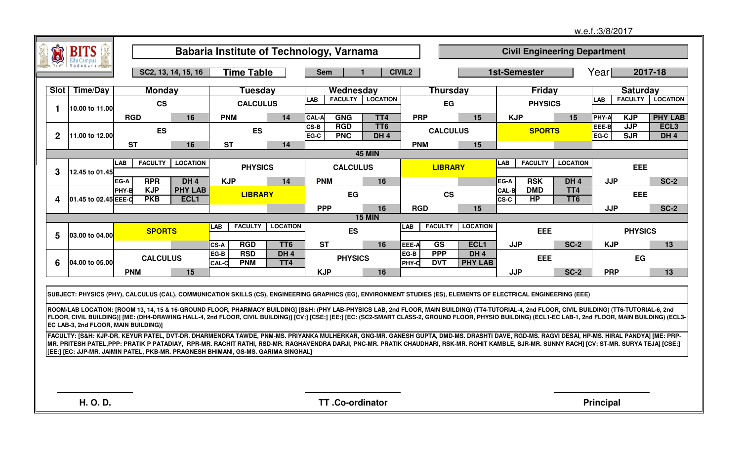w.e.f.:3/8/2017

# Babaria Institute of Technology, Varnama

## Civil Engineering Department

SC2, 13, 14, 15, 16 | **Time Table** | Sem 1 | CIVIL2 | 1st-Semester | Year 2017-18

| Slot | Time/Day | Monday | Tuesday | Wednesday | Thursday | Friday | Saturday |
|---|---|---|---|---|---|---|---|
| 1 | 10.00 to 11.00 | CS<br>RGD 16 | CALCULUS<br>PNM 14 | LAB / FACULTY / LOCATION<br>CAL-A GNG TT4 | EG<br>PRP 15 | PHYSICS<br>KJP 15 | LAB / FACULTY / LOCATION<br>PHY-A KJP PHY LAB |
| 2 | 11.00 to 12.00 | ES<br>ST 16 | ES<br>ST 14 | CS-B RGD TT6<br>EG-C PNC DH 4 | CALCULUS<br>PNM 15 | SPORTS | EEE-B JJP ECL3<br>EG-C SJR DH 4 |
| | | 45 MIN | | | | | |
| 3 | 12.45 to 01.45 | LAB / FACULTY / LOCATION<br>EG-A RPR DH 4 | PHYSICS<br>KJP 14 | CALCULUS<br>PNM 16 | LIBRARY | LAB / FACULTY / LOCATION<br>EG-A RSK DH 4 | EEE<br>JJP SC-2 |
| 4 | 01.45 to 02.45 | PHY-B KJP PHY LAB<br>EEE-C PKB ECL1 | LIBRARY | EG<br>PPP 16 | CS<br>RGD 15 | CAL-B DMD TT4<br>CS-C HP TT6 | EEE<br>JJP SC-2 |
| | | 15 MIN | | | | | |
| 5 | 03.00 to 04.00 | SPORTS | LAB / FACULTY / LOCATION<br>CS-A RGD TT6 | ES<br>ST 16 | LAB / FACULTY / LOCATION<br>EEE-A GS ECL1 | EEE<br>JJP SC-2 | PHYSICS<br>KJP 13 |
| 6 | 04.00 to 05.00 | CALCULUS<br>PNM 15 | EG-B RSD DH 4<br>CAL-C PNM TT4 | PHYSICS<br>KJP 16 | EG-B PPP DH 4<br>PHY-C DVT PHY LAB | EEE<br>JJP SC-2 | EG<br>PRP 13 |

SUBJECT: PHYSICS (PHY), CALCULUS (CAL), COMMUNICATION SKILLS (CS), ENGINEERING GRAPHICS (EG), ENVIRONMENT STUDIES (ES), ELEMENTS OF ELECTRICAL ENGINEERING (EEE)

ROOM/LAB LOCATION: [ROOM 13, 14, 15 & 16-GROUND FLOOR, PHARMACY BUILDING] [S&H: (PHY LAB-PHYSICS LAB, 2nd FLOOR, MAIN BUILDING) (TT4-TUTORIAL-4, 2nd FLOOR, CIVIL BUILDING) (TT6-TUTORIAL-6, 2nd FLOOR, CIVIL BUILDING)] [ME: (DH4-DRAWING HALL-4, 2nd FLOOR, CIVIL BUILDING)] [CV:] [CSE:] [EE:] [EC: (SC2-SMART CLASS-2, GROUND FLOOR, PHYSIO BUILDING) (ECL1-EC LAB-1, 2nd FLOOR, MAIN BUILDING) (ECL3-EC LAB-3, 2nd FLOOR, MAIN BUILDING)]

FACULTY: [S&H: KJP-DR. KEYUR PATEL, DVT-DR. DHARMENDRA TAWDE, PNM-MS. PRIYANKA MULHERKAR, GNG-MR. GANESH GUPTA, DMD-MS. DRASHTI DAVE, RGD-MS. RAGVI DESAI, HP-MS. HIRAL PANDYA] [ME: PRP-MR. PRITESH PATEL,PPP: PRATIK P PATADIAY, RPR-MR. RACHIT RATHI, RSD-MR. RAGHAVENDRA DARJI, PNC-MR. PRATIK CHAUDHARI, RSK-MR. ROHIT KAMBLE, SJR-MR. SUNNY RACH] [CV: ST-MR. SURYA TEJA] [CSE:] [EE:] [EC: JJP-MR. JAIMIN PATEL, PKB-MR. PRAGNESH BHIMANI, GS-MS. GARIMA SINGHAL]

H. O. D. | TT .Co-ordinator | Principal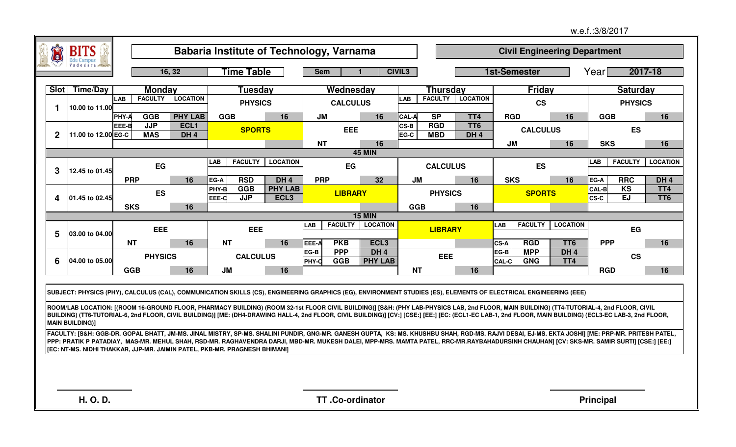w.e.f.:3/8/2017

# Babaria Institute of Technology, Varnama

## Civil Engineering Department

16, 32 | **Time Table** | Sem 1 | CIVIL3 | 1st-Semester | Year 2017-18

| Slot | Time/Day | Monday | Tuesday | Wednesday | Thursday | Friday | Saturday |
|---|---|---|---|---|---|---|---|
| 1 | 10.00 to 11.00 | LAB: PHY-A GGB PHY LAB | PHYSICS – GGB – 16 | CALCULUS – JM – 16 | LAB: CAL-A SP TT4 | CS – RGD – 16 | PHYSICS – GGB – 16 |
| 2 | 11.00 to 12.00 | LAB: EEE-B JJP ECL1; EG-C MAS DH 4 | SPORTS | EEE – NT – 16 | LAB: CS-B RGD TT6; EG-C MBD DH 4 | CALCULUS – JM – 16 | ES – SKS – 16 |
| | | **45 MIN** | | | | | |
| 3 | 12.45 to 01.45 | EG – PRP – 16 | LAB: EG-A RSD DH 4 | EG – PRP – 32 | CALCULUS – JM – 16 | ES – SKS – 16 | LAB: EG-A RRC DH 4 |
| 4 | 01.45 to 02.45 | ES – SKS – 16 | LAB: PHY-B GGB PHY LAB; EEE-C JJP ECL3 | LIBRARY | PHYSICS – GGB – 16 | SPORTS | LAB: CAL-B KS TT4; CS-C EJ TT6 |
| | | **15 MIN** | | | | | |
| 5 | 03.00 to 04.00 | EEE – NT – 16 | EEE – NT – 16 | LAB: EEE-A PKB ECL3 | LIBRARY | LAB: CS-A RGD TT6 | EG – PPP – 16 |
| 6 | 04.00 to 05.00 | PHYSICS – GGB – 16 | CALCULUS – JM – 16 | LAB: EG-B PPP DH 4; PHY-C GGB PHY LAB | EEE – NT – 16 | LAB: EG-B MPP DH 4; CAL-C GNG TT4 | CS – RGD – 16 |

**SUBJECT:** PHYSICS (PHY), CALCULUS (CAL), COMMUNICATION SKILLS (CS), ENGINEERING GRAPHICS (EG), ENVIRONMENT STUDIES (ES), ELEMENTS OF ELECTRICAL ENGINEERING (EEE)

**ROOM/LAB LOCATION:** [(ROOM 16-GROUND FLOOR, PHARMACY BUILDING) (ROOM 32-1st FLOOR CIVIL BUILDING)] [S&H: (PHY LAB-PHYSICS LAB, 2nd FLOOR, MAIN BUILDING) (TT4-TUTORIAL-4, 2nd FLOOR, CIVIL BUILDING) (TT6-TUTORIAL-6, 2nd FLOOR, CIVIL BUILDING)] [ME: (DH4-DRAWING HALL-4, 2nd FLOOR, CIVIL BUILDING)] [CV:] [CSE:] [EE:] [EC: (ECL1-EC LAB-1, 2nd FLOOR, MAIN BUILDING) (ECL3-EC LAB-3, 2nd FLOOR, MAIN BUILDING)]

**FACULTY:** [S&H: GGB-DR. GOPAL BHATT, JM-MS. JINAL MISTRY, SP-MS. SHALINI PUNDIR, GNG-MR. GANESH GUPTA, KS: MS. KHUSHBU SHAH, RGD-MS. RAJVI DESAI, EJ-MS. EKTA JOSHI] [ME: PRP-MR. PRITESH PATEL, PPP: PRATIK P PATADIAY, MAS-MR. MEHUL SHAH, RSD-MR. RAGHAVENDRA DARJI, MBD-MR. MUKESH DALEI, MPP-MRS. MAMTA PATEL, RRC-MR.RAYBAHADURSINH CHAUHAN] [CV: SKS-MR. SAMIR SURTI] [CSE:] [EE:] [EC: NT-MS. NIDHI THAKKAR, JJP-MR. JAIMIN PATEL, PKB-MR. PRAGNESH BHIMANI]

H. O. D. | TT .Co-ordinator | Principal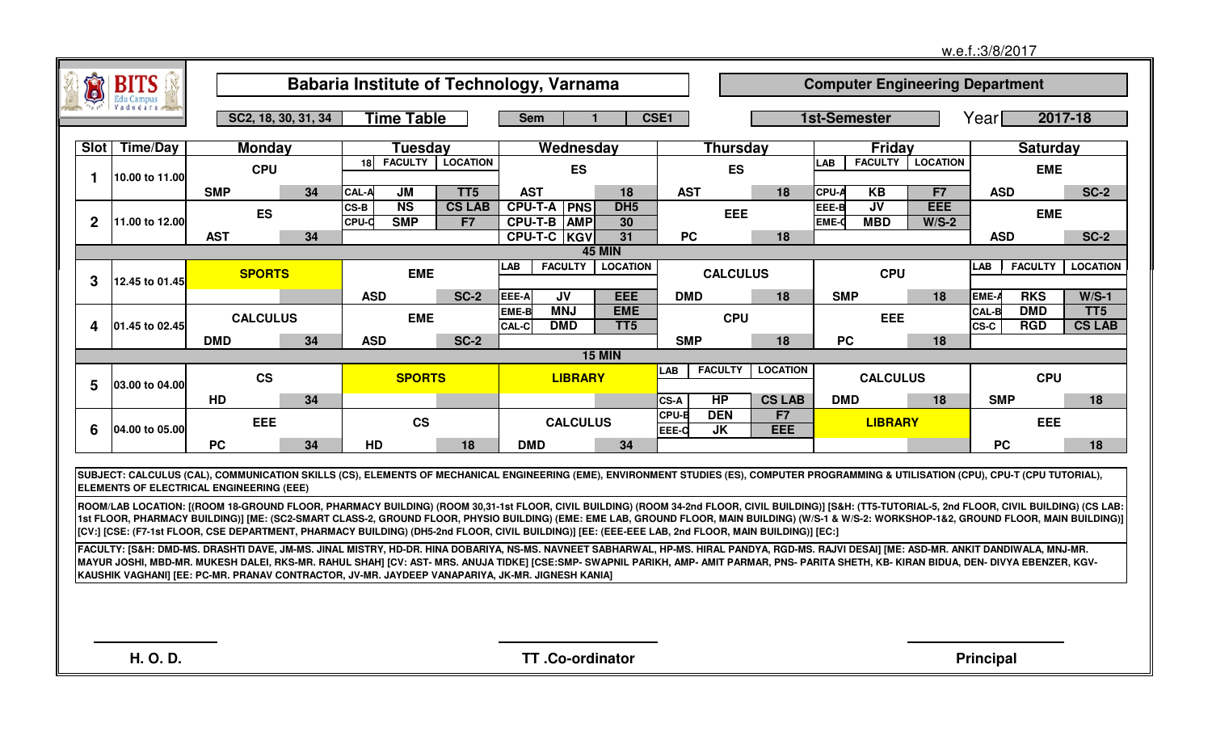w.e.f.:3/8/2017

# Babaria Institute of Technology, Varnama

## Computer Engineering Department

SC2, 18, 30, 31, 34 | **Time Table** | Sem 1 | CSE1 | 1st-Semester | Year 2017-18

| Slot | Time/Day | Monday | Tuesday | Wednesday | Thursday | Friday | Saturday |
|---|---|---|---|---|---|---|---|
| 1 | 10.00 to 11.00 | CPU<br>SMP 34 | LAB (18) / FACULTY / LOCATION:<br>CAL-A JM TT5 | ES<br>AST 18 | ES<br>AST 18 | LAB / FACULTY / LOCATION:<br>CPU-A KB F7 | EME<br>ASD SC-2 |
| 2 | 11.00 to 12.00 | ES<br>AST 34 | CS-B NS CS LAB<br>CPU-C SMP F7 | CPU-T-A PNS DH5<br>CPU-T-B AMP 30<br>CPU-T-C KGV 31 | EEE<br>PC 18 | EEE-B JV EEE<br>EME-C MBD W/S-2 | EME<br>ASD SC-2 |
| | | | | 45 MIN | | | |
| 3 | 12.45 to 01.45 | SPORTS | EME<br>ASD SC-2 | LAB / FACULTY / LOCATION:<br>EEE-A JV EEE | CALCULUS<br>DMD 18 | CPU<br>SMP 18 | LAB / FACULTY / LOCATION:<br>EME-A RKS W/S-1 |
| 4 | 01.45 to 02.45 | CALCULUS<br>DMD 34 | EME<br>ASD SC-2 | EME-B MNJ EME<br>CAL-C DMD TT5 | CPU<br>SMP 18 | EEE<br>PC 18 | CAL-B DMD TT5<br>CS-C RGD CS LAB |
| | | | | 15 MIN | | | |
| 5 | 03.00 to 04.00 | CS<br>HD 34 | SPORTS | LIBRARY | LAB / FACULTY / LOCATION:<br>CS-A HP CS LAB | CALCULUS<br>DMD 18 | CPU<br>SMP 18 |
| 6 | 04.00 to 05.00 | EEE<br>PC 34 | CS<br>HD 18 | CALCULUS<br>DMD 34 | CPU-B DEN F7<br>EEE-C JK EEE | LIBRARY | EEE<br>PC 18 |

**SUBJECT:** CALCULUS (CAL), COMMUNICATION SKILLS (CS), ELEMENTS OF MECHANICAL ENGINEERING (EME), ENVIRONMENT STUDIES (ES), COMPUTER PROGRAMMING & UTILISATION (CPU), CPU-T (CPU TUTORIAL), ELEMENTS OF ELECTRICAL ENGINEERING (EEE)

**ROOM/LAB LOCATION:** [(ROOM 18-GROUND FLOOR, PHARMACY BUILDING) (ROOM 30,31-1st FLOOR, CIVIL BUILDING) (ROOM 34-2nd FLOOR, CIVIL BUILDING)] [S&H: (TT5-TUTORIAL-5, 2nd FLOOR, CIVIL BUILDING) (CS LAB: 1st FLOOR, PHARMACY BUILDING)] [ME: (SC2-SMART CLASS-2, GROUND FLOOR, PHYSIO BUILDING) (EME: EME LAB, GROUND FLOOR, MAIN BUILDING) (W/S-1 & W/S-2: WORKSHOP-1&2, GROUND FLOOR, MAIN BUILDING)] [CV:] [CSE: (F7-1st FLOOR, CSE DEPARTMENT, PHARMACY BUILDING) (DH5-2nd FLOOR, CIVIL BUILDING)] [EE: (EEE-EEE LAB, 2nd FLOOR, MAIN BUILDING)] [EC:]

**FACULTY:** [S&H: DMD-MS. DRASHTI DAVE, JM-MS. JINAL MISTRY, HD-DR. HINA DOBARIYA, NS-MS. NAVNEET SABHARWAL, HP-MS. HIRAL PANDYA, RGD-MS. RAJVI DESAI] [ME: ASD-MR. ANKIT DANDIWALA, MNJ-MR. MAYUR JOSHI, MBD-MR. MUKESH DALEI, RKS-MR. RAHUL SHAH] [CV: AST- MRS. ANUJA TIDKE] [CSE:SMP- SWAPNIL PARIKH, AMP- AMIT PARMAR, PNS- PARITA SHETH, KB- KIRAN BIDUA, DEN- DIVYA EBENZER, KGV-KAUSHIK VAGHANI] [EE: PC-MR. PRANAV CONTRACTOR, JV-MR. JAYDEEP VANAPARIYA, JK-MR. JIGNESH KANIA]

H. O. D. | TT .Co-ordinator | Principal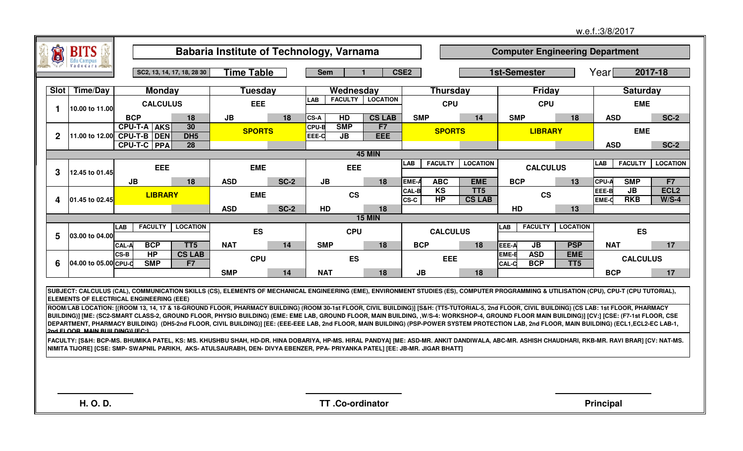w.e.f.:3/8/2017

# Babaria Institute of Technology, Varnama

## Computer Engineering Department

SC2, 13, 14, 17, 18, 28 30 | **Time Table** | Sem 1 | CSE2 | 1st-Semester | Year 2017-18

| Slot | Time/Day | Monday | Tuesday | Wednesday | Thursday | Friday | Saturday |
|---|---|---|---|---|---|---|---|
| 1 | 10.00 to 11.00 | CALCULUS<br>BCP 18 | EEE<br>JB 18 | LAB / FACULTY / LOCATION<br>CS-A HD CS LAB | CPU<br>SMP 14 | CPU<br>SMP 18 | EME<br>ASD SC-2 |
| 2 | 11.00 to 12.00 | CPU-T-A AKS 30<br>CPU-T-B DEN DH5<br>CPU-T-C PPA 28 | SPORTS | CPU-B SMP F7<br>EEE-C JB EEE | SPORTS | LIBRARY | EME<br>ASD SC-2 |
| | | | | 45 MIN | | | |
| 3 | 12.45 to 01.45 | EEE<br>JB 18 | EME<br>ASD SC-2 | EEE<br>JB 18 | LAB / FACULTY / LOCATION<br>EME-A ABC EME | CALCULUS<br>BCP 13 | LAB / FACULTY / LOCATION<br>CPU-A SMP F7 |
| 4 | 01.45 to 02.45 | LIBRARY | EME<br>ASD SC-2 | CS<br>HD 18 | CAL-B KS TT5<br>CS-C HP CS LAB | CS<br>HD 13 | EEE-B JB ECL2<br>EME-C RKB W/S-4 |
| | | | | 15 MIN | | | |
| 5 | 03.00 to 04.00 | LAB / FACULTY / LOCATION<br>CAL-A BCP TT5 | ES<br>NAT 14 | CPU<br>SMP 18 | CALCULUS<br>BCP 18 | LAB / FACULTY / LOCATION<br>EEE-A JB PSP | ES<br>NAT 17 |
| 6 | 04.00 to 05.00 | CS-B HP CS LAB<br>CPU-C SMP F7 | CPU<br>SMP 14 | ES<br>NAT 18 | EEE<br>JB 18 | EME-B ASD EME<br>CAL-C BCP TT5 | CALCULUS<br>BCP 17 |

**SUBJECT:** CALCULUS (CAL), COMMUNICATION SKILLS (CS), ELEMENTS OF MECHANICAL ENGINEERING (EME), ENVIRONMENT STUDIES (ES), COMPUTER PROGRAMMING & UTILISATION (CPU), CPU-T (CPU TUTORIAL), ELEMENTS OF ELECTRICAL ENGINEERING (EEE)

**ROOM/LAB LOCATION:** [(ROOM 13, 14, 17 & 18-GROUND FLOOR, PHARMACY BUILDING) (ROOM 30-1st FLOOR, CIVIL BUILDING)] [S&H: (TT5-TUTORIAL-5, 2nd FLOOR, CIVIL BUILDING) (CS LAB: 1st FLOOR, PHARMACY BUILDING)] [ME: (SC2-SMART CLASS-2, GROUND FLOOR, PHYSIO BUILDING) (EME: EME LAB, GROUND FLOOR, MAIN BUILDING, ,W/S-4: WORKSHOP-4, GROUND FLOOR MAIN BUILDING)] [CV:] [CSE: (F7-1st FLOOR, CSE DEPARTMENT, PHARMACY BUILDING) (DH5-2nd FLOOR, CIVIL BUILDING)] [EE: (EEE-EEE LAB, 2nd FLOOR, MAIN BUILDING) (PSP-POWER SYSTEM PROTECTION LAB, 2nd FLOOR, MAIN BUILDING) (ECL1,ECL2-EC LAB-1, 2nd FLOOR, MAIN BUILDING)] [EC:]

**FACULTY:** [S&H: BCP-MS. BHUMIKA PATEL, KS: MS. KHUSHBU SHAH, HD-DR. HINA DOBARIYA, HP-MS. HIRAL PANDYA] [ME: ASD-MR. ANKIT DANDIWALA, ABC-MR. ASHISH CHAUDHARI, RKB-MR. RAVI BRAR] [CV: NAT-MS. NIMITA TIJORE] [CSE: SMP- SWAPNIL PARIKH, AKS- ATULSAURABH, DEN- DIVYA EBENZER, PPA- PRIYANKA PATEL] [EE: JB-MR. JIGAR BHATT]

H. O. D. | TT .Co-ordinator | Principal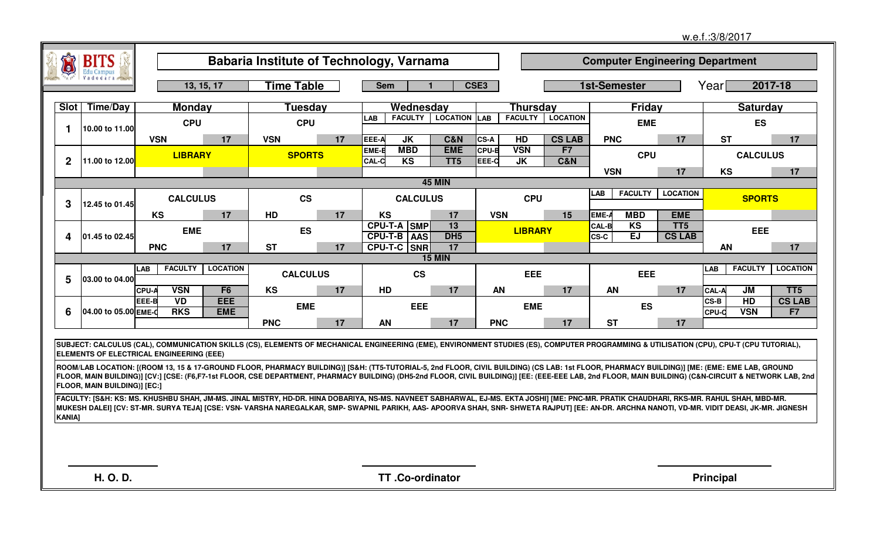w.e.f.:3/8/2017

# Babaria Institute of Technology, Varnama

## Computer Engineering Department

13, 15, 17 | **Time Table** | Sem 1 CSE3 | 1st-Semester | Year 2017-18

| Slot | Time/Day | Monday | Tuesday | Wednesday | Thursday | Friday | Saturday |
|---|---|---|---|---|---|---|---|
| 1 | 10.00 to 11.00 | CPU — VSN 17 | CPU — VSN 17 | LAB / FACULTY / LOCATION: EEE-A JK C&N; EME-B MBD EME; CAL-C KS TT5 | LAB / FACULTY / LOCATION: CS-A HD CS LAB; CPU-B VSN F7; EEE-C JK C&N | EME — PNC 17 | ES — ST 17 |
| 2 | 11.00 to 12.00 | LIBRARY | SPORTS | | | CPU — VSN 17 | CALCULUS — KS 17 |
| | | 45 MIN | | | | | |
| 3 | 12.45 to 01.45 | CALCULUS — KS 17 | CS — HD 17 | CALCULUS — KS 17 | CPU — VSN 15 | LAB / FACULTY / LOCATION: EME-A MBD EME; CAL-B KS TT5; CS-C EJ CS LAB | SPORTS |
| 4 | 01.45 to 02.45 | EME — PNC 17 | ES — ST 17 | CPU-T-A SMP 13; CPU-T-B AAS DH5; CPU-T-C SNR 17 | LIBRARY | | EEE — AN 17 |
| | | 15 MIN | | | | | |
| 5 | 03.00 to 04.00 | LAB / FACULTY / LOCATION: CPU-A VSN F6; EEE-B VD EEE; EME-C RKS EME | CALCULUS — KS 17 | CS — HD 17 | EEE — AN 17 | EEE — AN 17 | LAB / FACULTY / LOCATION: CAL-A JM TT5; CS-B HD CS LAB; CPU-C VSN F7 |
| 6 | 04.00 to 05.00 | | EME — PNC 17 | EEE — AN 17 | EME — PNC 17 | ES — ST 17 | |

SUBJECT: CALCULUS (CAL), COMMUNICATION SKILLS (CS), ELEMENTS OF MECHANICAL ENGINEERING (EME), ENVIRONMENT STUDIES (ES), COMPUTER PROGRAMMING & UTILISATION (CPU), CPU-T (CPU TUTORIAL), ELEMENTS OF ELECTRICAL ENGINEERING (EEE)

ROOM/LAB LOCATION: [(ROOM 13, 15 & 17-GROUND FLOOR, PHARMACY BUILDING)] [S&H: (TT5-TUTORIAL-5, 2nd FLOOR, CIVIL BUILDING) (CS LAB: 1st FLOOR, PHARMACY BUILDING)] [ME: (EME: EME LAB, GROUND FLOOR, MAIN BUILDING)] [CV:] [CSE: (F6,F7-1st FLOOR, CSE DEPARTMENT, PHARMACY BUILDING) (DH5-2nd FLOOR, CIVIL BUILDING)] [EE: (EEE-EEE LAB, 2nd FLOOR, MAIN BUILDING) (C&N-CIRCUIT & NETWORK LAB, 2nd FLOOR, MAIN BUILDING)] [EC:]

FACULTY: [S&H: KS: MS. KHUSHBU SHAH, JM-MS. JINAL MISTRY, HD-DR. HINA DOBARIYA, NS-MS. NAVNEET SABHARWAL, EJ-MS. EKTA JOSHI] [ME: PNC-MR. PRATIK CHAUDHARI, RKS-MR. RAHUL SHAH, MBD-MR. MUKESH DALEI] [CV: ST-MR. SURYA TEJA] [CSE: VSN- VARSHA NAREGALKAR, SMP- SWAPNIL PARIKH, AAS- APOORVA SHAH, SNR- SHWETA RAJPUT] [EE: AN-DR. ARCHNA NANOTI, VD-MR. VIDIT DEASI, JK-MR. JIGNESH KANIA]

H. O. D. | TT .Co-ordinator | Principal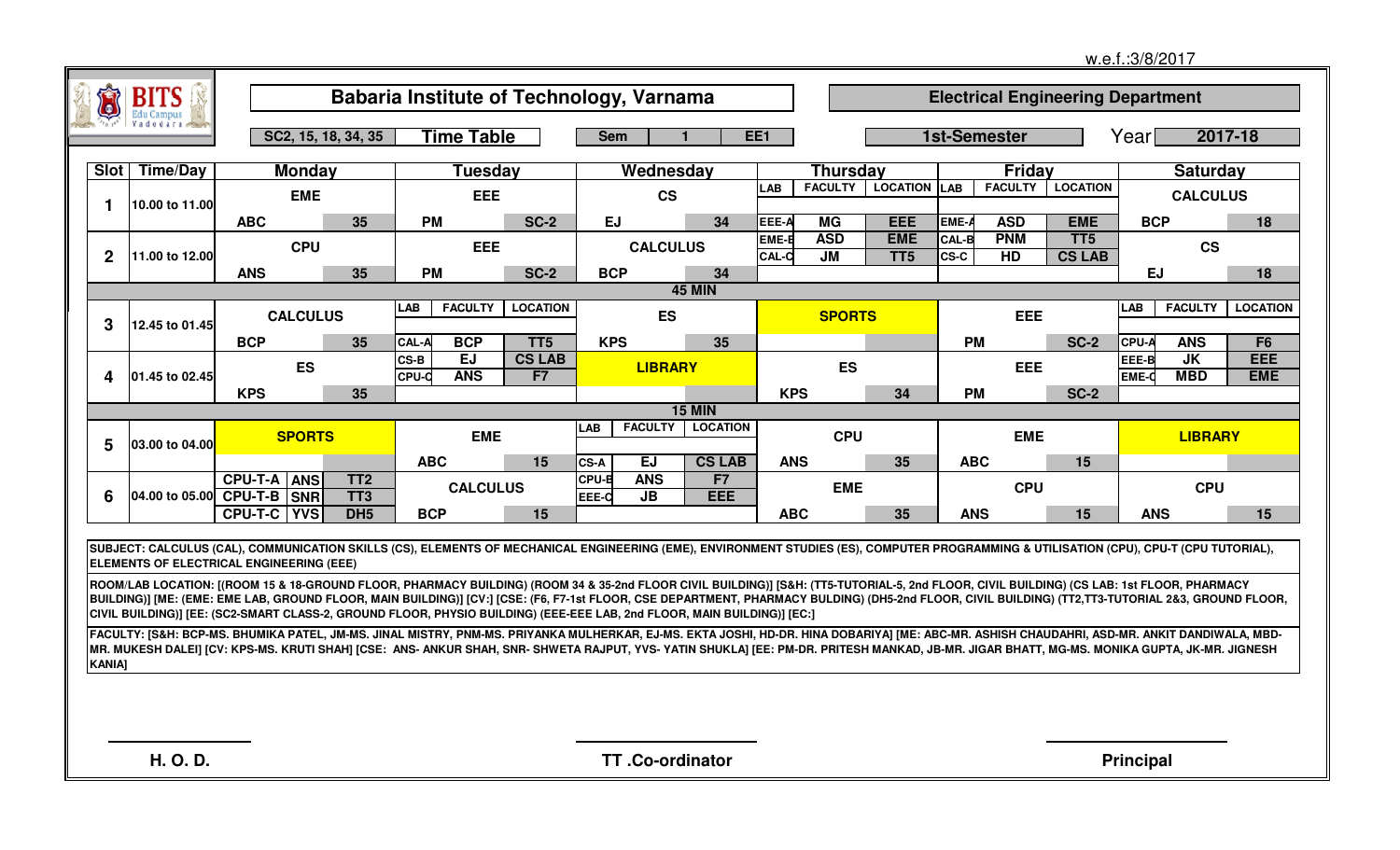w.e.f.:3/8/2017

# Babaria Institute of Technology, Varnama

## Electrical Engineering Department

SC2, 15, 18, 34, 35 | **Time Table** | Sem 1 | EE1 | 1st-Semester | Year 2017-18

| Slot | Time/Day | Monday | Tuesday | Wednesday | Thursday | Friday | Saturday |
|---|---|---|---|---|---|---|---|
| 1 | 10.00 to 11.00 | EME<br>ABC 35 | EEE<br>PM SC-2 | CS<br>EJ 34 | LAB / FACULTY / LOCATION<br>EEE-A MG EEE<br>EME-B ASD EME<br>CAL-C JM TT5 | LAB / FACULTY / LOCATION<br>EME-A ASD EME<br>CAL-B PNM TT5<br>CS-C HD CS LAB | CALCULUS<br>BCP 18 |
| 2 | 11.00 to 12.00 | CPU<br>ANS 35 | EEE<br>PM SC-2 | CALCULUS<br>BCP 34 | | | CS<br>EJ 18 |
| | | | | 45 MIN | | | |
| 3 | 12.45 to 01.45 | CALCULUS<br>BCP 35 | LAB / FACULTY / LOCATION<br>CAL-A BCP TT5<br>CS-B EJ CS LAB<br>CPU-C ANS F7 | ES<br>KPS 35 | SPORTS | EEE<br>PM SC-2 | LAB / FACULTY / LOCATION<br>CPU-A ANS F6<br>EEE-B JK EEE<br>EME-C MBD EME |
| 4 | 01.45 to 02.45 | ES<br>KPS 35 | | LIBRARY | ES<br>KPS 34 | EEE<br>PM SC-2 | |
| | | | | 15 MIN | | | |
| 5 | 03.00 to 04.00 | SPORTS | EME<br>ABC 15 | LAB / FACULTY / LOCATION<br>CS-A EJ CS LAB<br>CPU-B ANS F7<br>EEE-C JB EEE | CPU<br>ANS 35 | EME<br>ABC 15 | LIBRARY |
| 6 | 04.00 to 05.00 | CPU-T-A ANS TT2<br>CPU-T-B SNR TT3<br>CPU-T-C YVS DH5 | CALCULUS<br>BCP 15 | | EME<br>ABC 35 | CPU<br>ANS 15 | CPU<br>ANS 15 |

**SUBJECT: CALCULUS (CAL), COMMUNICATION SKILLS (CS), ELEMENTS OF MECHANICAL ENGINEERING (EME), ENVIRONMENT STUDIES (ES), COMPUTER PROGRAMMING & UTILISATION (CPU), CPU-T (CPU TUTORIAL), ELEMENTS OF ELECTRICAL ENGINEERING (EEE)**

**ROOM/LAB LOCATION: [(ROOM 15 & 18-GROUND FLOOR, PHARMACY BUILDING) (ROOM 34 & 35-2nd FLOOR CIVIL BUILDING)] [S&H: (TT5-TUTORIAL-5, 2nd FLOOR, CIVIL BUILDING) (CS LAB: 1st FLOOR, PHARMACY BUILDING)] [ME: (EME: EME LAB, GROUND FLOOR, MAIN BUILDING)] [CV:] [CSE: (F6, F7-1st FLOOR, CSE DEPARTMENT, PHARMACY BULDING) (DH5-2nd FLOOR, CIVIL BUILDING) (TT2,TT3-TUTORIAL 2&3, GROUND FLOOR, CIVIL BUILDING)] [EE: (SC2-SMART CLASS-2, GROUND FLOOR, PHYSIO BUILDING) (EEE-EEE LAB, 2nd FLOOR, MAIN BUILDING)] [EC:]**

**FACULTY: [S&H: BCP-MS. BHUMIKA PATEL, JM-MS. JINAL MISTRY, PNM-MS. PRIYANKA MULHERKAR, EJ-MS. EKTA JOSHI, HD-DR. HINA DOBARIYA] [ME: ABC-MR. ASHISH CHAUDAHRI, ASD-MR. ANKIT DANDIWALA, MBD-MR. MUKESH DALEI] [CV: KPS-MS. KRUTI SHAH] [CSE: ANS- ANKUR SHAH, SNR- SHWETA RAJPUT, YVS- YATIN SHUKLA] [EE: PM-DR. PRITESH MANKAD, JB-MR. JIGAR BHATT, MG-MS. MONIKA GUPTA, JK-MR. JIGNESH KANIA]**

H. O. D. | TT .Co-ordinator | Principal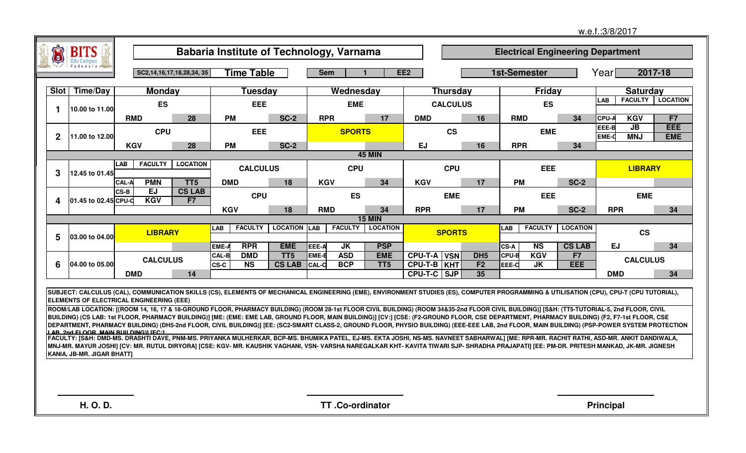w.e.f.:3/8/2017

# Babaria Institute of Technology, Varnama

## Electrical Engineering Department

SC2,14,16,17,18,28,34, 35 | **Time Table** | Sem 1 | EE2 | 1st-Semester | Year 2017-18

| Slot | Time/Day | Monday | Tuesday | Wednesday | Thursday | Friday | Saturday |
|---|---|---|---|---|---|---|---|
| 1 | 10.00 to 11.00 | ES — RMD 28 | EEE — PM SC-2 | EME — RPR 17 | CALCULUS — DMD 16 | ES — RMD 34 | LAB / FACULTY / LOCATION: CPU-A KGV F7 |
| 2 | 11.00 to 12.00 | CPU — KGV 28 | EEE — PM SC-2 | SPORTS | CS — EJ 16 | EME — RPR 34 | EEE-B JB EEE; EME-C MNJ EME |
| | | | | 45 MIN | | | |
| 3 | 12.45 to 01.45 | LAB / FACULTY / LOCATION: CAL-A PMN TT5 | CALCULUS — DMD 18 | CPU — KGV 34 | CPU — KGV 17 | EEE — PM SC-2 | LIBRARY |
| 4 | 01.45 to 02.45 | CS-B EJ CS LAB; CPU-C KGV F7 | CPU — KGV 18 | ES — RMD 34 | EME — RPR 17 | EEE — PM SC-2 | EME — RPR 34 |
| | | | | 15 MIN | | | |
| 5 | 03.00 to 04.00 | LIBRARY | LAB / FACULTY / LOCATION: EME-A RPR EME | LAB / FACULTY / LOCATION: EEE-A JK PSP | SPORTS | LAB / FACULTY / LOCATION: CS-A NS CS LAB | CS — EJ 34 |
| 6 | 04.00 to 05.00 | CALCULUS — DMD 14 | CAL-B DMD TT5; CS-C NS CS LAB | EME-B ASD EME; CAL-C BCP TT5 | CPU-T-A VSN DH5; CPU-T-B KHT F2; CPU-T-C SJP 35 | CPU-B KGV F7; EEE-C JK EEE | CALCULUS — DMD 34 |

SUBJECT: CALCULUS (CAL), COMMUNICATION SKILLS (CS), ELEMENTS OF MECHANICAL ENGINEERING (EME), ENVIRONMENT STUDIES (ES), COMPUTER PROGRAMMING & UTILISATION (CPU), CPU-T (CPU TUTORIAL), ELEMENTS OF ELECTRICAL ENGINEERING (EEE)

ROOM/LAB LOCATION: [(ROOM 14, 16, 17 & 18-GROUND FLOOR, PHARMACY BUILDING) (ROOM 28-1st FLOOR CIVIL BUILDING) (ROOM 34&35-2nd FLOOR CIVIL BUILDING)] [S&H: (TT5-TUTORIAL-5, 2nd FLOOR, CIVIL BUILDING) (CS LAB: 1st FLOOR, PHARMACY BUILDING)] [ME: (EME: EME LAB, GROUND FLOOR, MAIN BUILDING)] [CV:] [CSE: (F2-GROUND FLOOR, CSE DEPARTMENT, PHARMACY BUILDING) (F2, F7-1st FLOOR, CSE DEPARTMENT, PHARMACY BUILDING) (DH5-2nd FLOOR, CIVIL BUILDING)] [EE: (SC2-SMART CLASS-2, GROUND FLOOR, PHYSIO BUILDING) (EEE-EEE LAB, 2nd FLOOR, MAIN BUILDING) (PSP-POWER SYSTEM PROTECTION LAB, 2nd FLOOR, MAIN BUILDING)] [EC:]

FACULTY: [S&H: DMD-MS. DRASHTI DAVE, PNM-MS. PRIYANKA MULHERKAR, BCP-MS. BHUMIKA PATEL, EJ-MS. EKTA JOSHI, NS-MS. NAVNEET SABHARWAL] [ME: RPR-MR. RACHIT RATHI, ASD-MR. ANKIT DANDIWALA, MNJ-MR. MAYUR JOSHI] [CV: MR. RUTUL DIRYORA] [CSE: KGV- MR. KAUSHIK VAGHANI, VSN- VARSHA NAREGALKAR KHT- KAVITA TIWARI SJP- SHRADHA PRAJAPATI] [EE: PM-DR. PRITESH MANKAD, JK-MR. JIGNESH KANIA, JB-MR. JIGAR BHATT]

H. O. D. | TT .Co-ordinator | Principal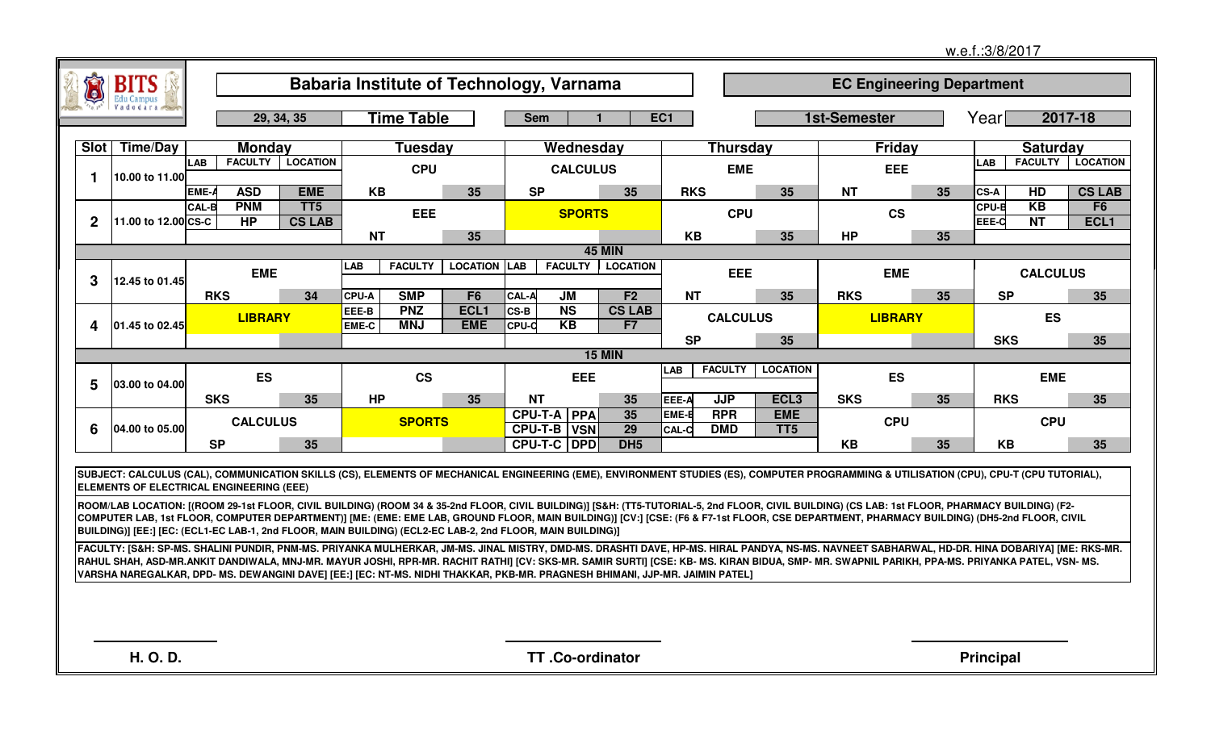w.e.f.:3/8/2017

# Babaria Institute of Technology, Varnama

## EC Engineering Department

29, 34, 35 — **Time Table** — Sem 1 EC1 — **1st-Semester** — Year 2017-18

| Slot | Time/Day | Monday | Tuesday | Wednesday | Thursday | Friday | Saturday |
|---|---|---|---|---|---|---|---|
| 1 | 10.00 to 11.00 | LAB / FACULTY / LOCATION: EME-A ASD EME | CPU (KB, 35) | CALCULUS (SP, 35) | EME (RKS, 35) | EEE (NT, 35) | LAB / FACULTY / LOCATION: CS-A HD CS LAB |
| 2 | 11.00 to 12.00 | CAL-B PNM TT5; CS-C HP CS LAB | EEE (NT, 35) | SPORTS | CPU (KB, 35) | CS (HP, 35) | CPU-B KB F6; EEE-C NT ECL1 |
| | | | | 45 MIN | | | |
| 3 | 12.45 to 01.45 | EME (RKS, 34) | LAB / FACULTY / LOCATION: CPU-A SMP F6 | LAB / FACULTY / LOCATION: CAL-A JM F2 | EEE (NT, 35) | EME (RKS, 35) | CALCULUS (SP, 35) |
| 4 | 01.45 to 02.45 | LIBRARY | EEE-B PNZ ECL1; EME-C MNJ EME | CS-B NS CS LAB; CPU-C KB F7 | CALCULUS (SP, 35) | LIBRARY | ES (SKS, 35) |
| | | | | 15 MIN | | | |
| 5 | 03.00 to 04.00 | ES (SKS, 35) | CS (HP, 35) | EEE (NT, 35) | LAB / FACULTY / LOCATION: EEE-A JJP ECL3 | ES (SKS, 35) | EME (RKS, 35) |
| 6 | 04.00 to 05.00 | CALCULUS (SP, 35) | SPORTS | CPU-T-A PPA 35; CPU-T-B VSN 29; CPU-T-C DPD DH5 | EME-B RPR EME; CAL-C DMD TT5 | CPU (KB, 35) | CPU (KB, 35) |

**SUBJECT:** CALCULUS (CAL), COMMUNICATION SKILLS (CS), ELEMENTS OF MECHANICAL ENGINEERING (EME), ENVIRONMENT STUDIES (ES), COMPUTER PROGRAMMING & UTILISATION (CPU), CPU-T (CPU TUTORIAL), ELEMENTS OF ELECTRICAL ENGINEERING (EEE)

**ROOM/LAB LOCATION:** [(ROOM 29-1st FLOOR, CIVIL BUILDING) (ROOM 34 & 35-2nd FLOOR, CIVIL BUILDING)] [S&H: (TT5-TUTORIAL-5, 2nd FLOOR, CIVIL BUILDING) (CS LAB: 1st FLOOR, PHARMACY BUILDING) (F2-COMPUTER LAB, 1st FLOOR, COMPUTER DEPARTMENT)] [ME: (EME: EME LAB, GROUND FLOOR, MAIN BUILDING)] [CV:] [CSE: (F6 & F7-1st FLOOR, CSE DEPARTMENT, PHARMACY BUILDING) (DH5-2nd FLOOR, CIVIL BUILDING)] [EE:] [EC: (ECL1-EC LAB-1, 2nd FLOOR, MAIN BUILDING) (ECL2-EC LAB-2, 2nd FLOOR, MAIN BUILDING)]

**FACULTY:** [S&H: SP-MS. SHALINI PUNDIR, PNM-MS. PRIYANKA MULHERKAR, JM-MS. JINAL MISTRY, DMD-MS. DRASHTI DAVE, HP-MS. HIRAL PANDYA, NS-MS. NAVNEET SABHARWAL, HD-DR. HINA DOBARIYA] [ME: RKS-MR. RAHUL SHAH, ASD-MR.ANKIT DANDIWALA, MNJ-MR. MAYUR JOSHI, RPR-MR. RACHIT RATHI] [CV: SKS-MR. SAMIR SURTI] [CSE: KB- MS. KIRAN BIDUA, SMP- MR. SWAPNIL PARIKH, PPA-MS. PRIYANKA PATEL, VSN- MS. VARSHA NAREGALKAR, DPD- MS. DEWANGINI DAVE] [EE:] [EC: NT-MS. NIDHI THAKKAR, PKB-MR. PRAGNESH BHIMANI, JJP-MR. JAIMIN PATEL]

H. O. D. — TT .Co-ordinator — Principal